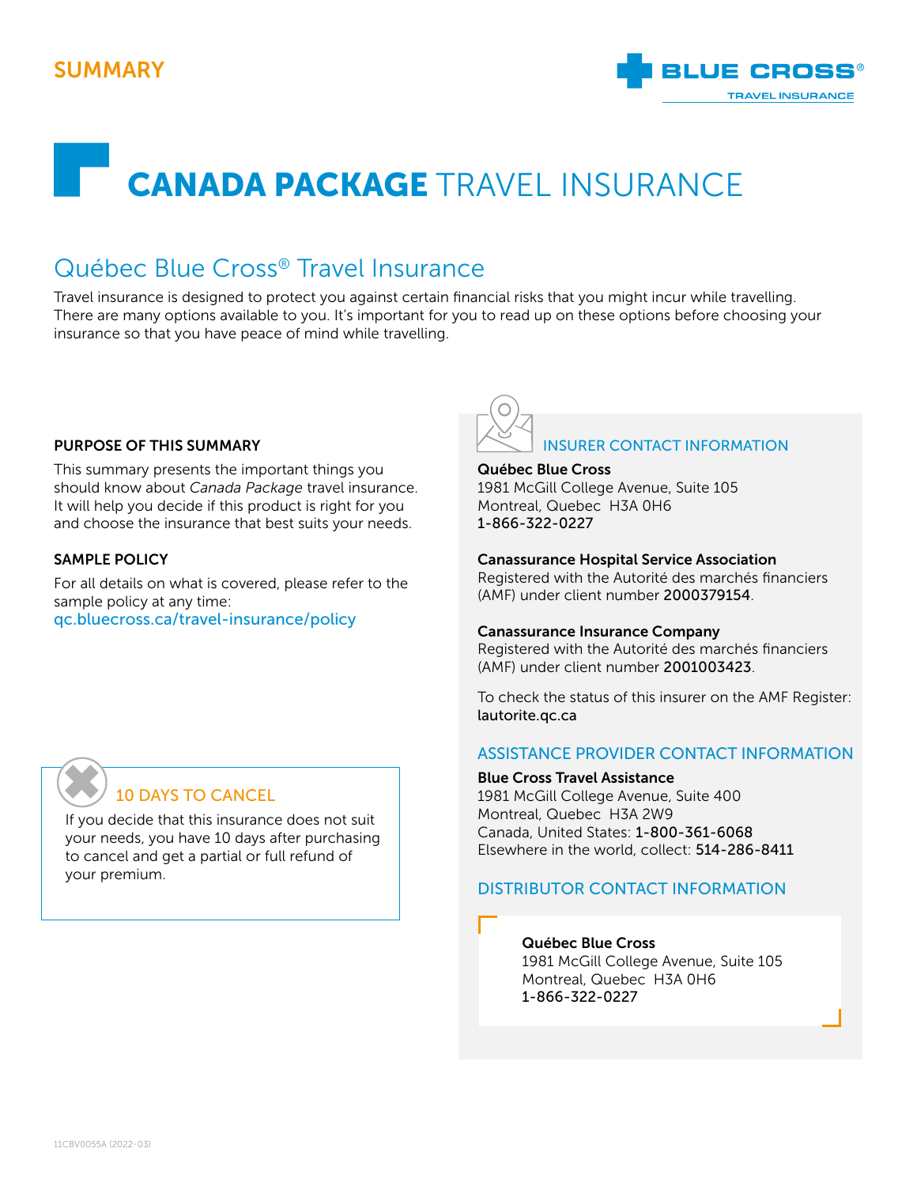SUMMARY

# CANADA PACKAGE TRAVEL INSURANCE

## Québec Blue Cross® Travel Insurance

Travel insurance is designed to protect you against certain financial risks that you might incur while travelling. There are many options available to you. It's important for you to read up on these options before choosing your insurance so that you have peace of mind while travelling.

### PURPOSE OF THIS SUMMARY

This summary presents the important things you should know about *Canada Package* travel insurance. It will help you decide if this product is right for you and choose the insurance that best suits your needs.

### SAMPLE POLICY

For all details on what is covered, please refer to the sample policy at any time:
qc.bluecross.ca/travel-insurance/policy

### 10 DAYS TO CANCEL

If you decide that this insurance does not suit your needs, you have 10 days after purchasing to cancel and get a partial or full refund of your premium.

### INSURER CONTACT INFORMATION

**Québec Blue Cross**
1981 McGill College Avenue, Suite 105
Montreal, Quebec H3A 0H6
**1-866-322-0227**

**Canassurance Hospital Service Association**
Registered with the Autorité des marchés financiers (AMF) under client number **2000379154**.

**Canassurance Insurance Company**
Registered with the Autorité des marchés financiers (AMF) under client number **2001003423**.

To check the status of this insurer on the AMF Register: **lautorite.qc.ca**

### ASSISTANCE PROVIDER CONTACT INFORMATION

**Blue Cross Travel Assistance**
1981 McGill College Avenue, Suite 400
Montreal, Quebec H3A 2W9
Canada, United States: **1-800-361-6068**
Elsewhere in the world, collect: **514-286-8411**

### DISTRIBUTOR CONTACT INFORMATION

**Québec Blue Cross**
1981 McGill College Avenue, Suite 105
Montreal, Quebec H3A 0H6
**1-866-322-0227**

11CBV0055A (2022-03)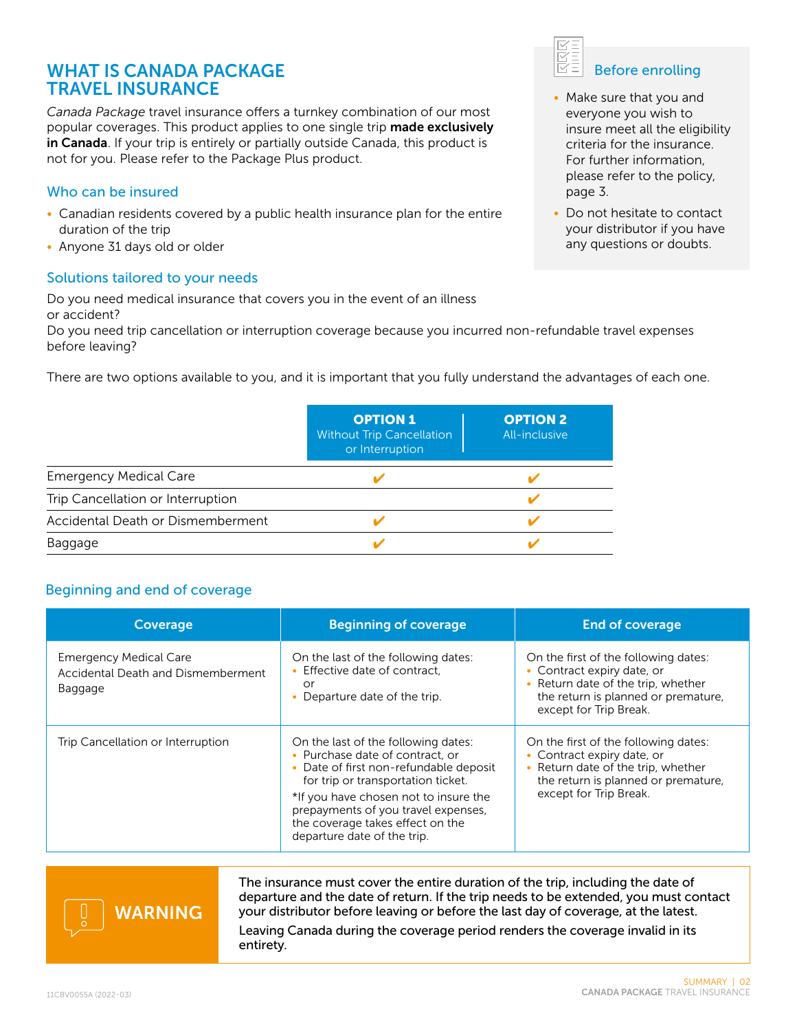# WHAT IS CANADA PACKAGE TRAVEL INSURANCE

*Canada Package* travel insurance offers a turnkey combination of our most popular coverages. This product applies to one single trip **made exclusively in Canada**. If your trip is entirely or partially outside Canada, this product is not for you. Please refer to the Package Plus product.

## Who can be insured

- Canadian residents covered by a public health insurance plan for the entire duration of the trip
- Anyone 31 days old or older

## Before enrolling

- Make sure that you and everyone you wish to insure meet all the eligibility criteria for the insurance. For further information, please refer to the policy, page 3.
- Do not hesitate to contact your distributor if you have any questions or doubts.

## Solutions tailored to your needs

Do you need medical insurance that covers you in the event of an illness or accident?
Do you need trip cancellation or interruption coverage because you incurred non-refundable travel expenses before leaving?

There are two options available to you, and it is important that you fully understand the advantages of each one.

| | **OPTION 1** Without Trip Cancellation or Interruption | **OPTION 2** All-inclusive |
|---|---|---|
| Emergency Medical Care | ✔ | ✔ |
| Trip Cancellation or Interruption | | ✔ |
| Accidental Death or Dismemberment | ✔ | ✔ |
| Baggage | ✔ | ✔ |

## Beginning and end of coverage

| Coverage | Beginning of coverage | End of coverage |
|---|---|---|
| Emergency Medical Care<br>Accidental Death and Dismemberment<br>Baggage | On the last of the following dates:<br>• Effective date of contract, or<br>• Departure date of the trip. | On the first of the following dates:<br>• Contract expiry date, or<br>• Return date of the trip, whether the return is planned or premature, except for Trip Break. |
| Trip Cancellation or Interruption | On the last of the following dates:<br>• Purchase date of contract, or<br>• Date of first non-refundable deposit for trip or transportation ticket.<br>*If you have chosen not to insure the prepayments of you travel expenses, the coverage takes effect on the departure date of the trip. | On the first of the following dates:<br>• Contract expiry date, or<br>• Return date of the trip, whether the return is planned or premature, except for Trip Break. |

**WARNING**

**The insurance must cover the entire duration of the trip, including the date of departure and the date of return. If the trip needs to be extended, you must contact your distributor before leaving or before the last day of coverage, at the latest.**

**Leaving Canada during the coverage period renders the coverage invalid in its entirety.**

11CBV0055A (2022-03)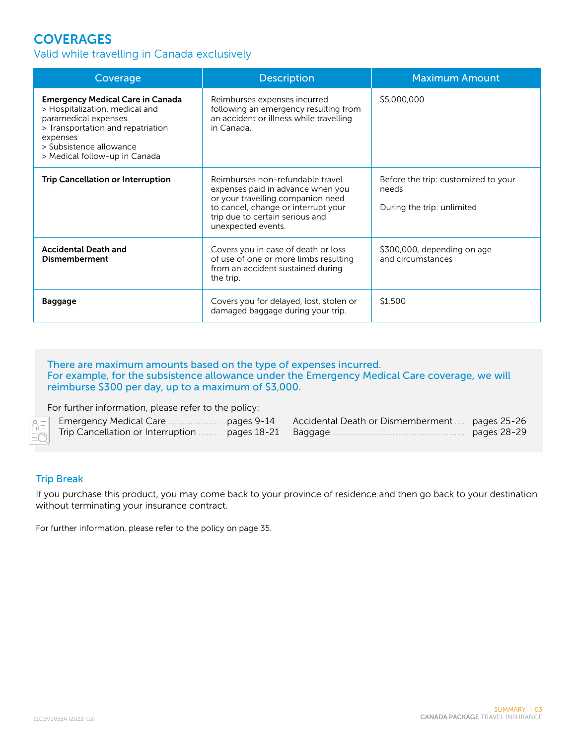# COVERAGES

## Valid while travelling in Canada exclusively

| Coverage | Description | Maximum Amount |
|---|---|---|
| **Emergency Medical Care in Canada**<br>> Hospitalization, medical and paramedical expenses<br>> Transportation and repatriation expenses<br>> Subsistence allowance<br>> Medical follow-up in Canada | Reimburses expenses incurred following an emergency resulting from an accident or illness while travelling in Canada. | $5,000,000 |
| **Trip Cancellation or Interruption** | Reimburses non-refundable travel expenses paid in advance when you or your travelling companion need to cancel, change or interrupt your trip due to certain serious and unexpected events. | Before the trip: customized to your needs<br><br>During the trip: unlimited |
| **Accidental Death and Dismemberment** | Covers you in case of death or loss of use of one or more limbs resulting from an accident sustained during the trip. | $300,000, depending on age and circumstances |
| **Baggage** | Covers you for delayed, lost, stolen or damaged baggage during your trip. | $1,500 |

There are maximum amounts based on the type of expenses incurred.
For example, for the subsistence allowance under the Emergency Medical Care coverage, we will reimburse $300 per day, up to a maximum of $3,000.

For further information, please refer to the policy:

- Emergency Medical Care .................. pages 9-14
- Trip Cancellation or Interruption ........ pages 18-21
- Accidental Death or Dismemberment .... pages 25-26
- Baggage ................................................. pages 28-29

### Trip Break

If you purchase this product, you may come back to your province of residence and then go back to your destination without terminating your insurance contract.

For further information, please refer to the policy on page 35.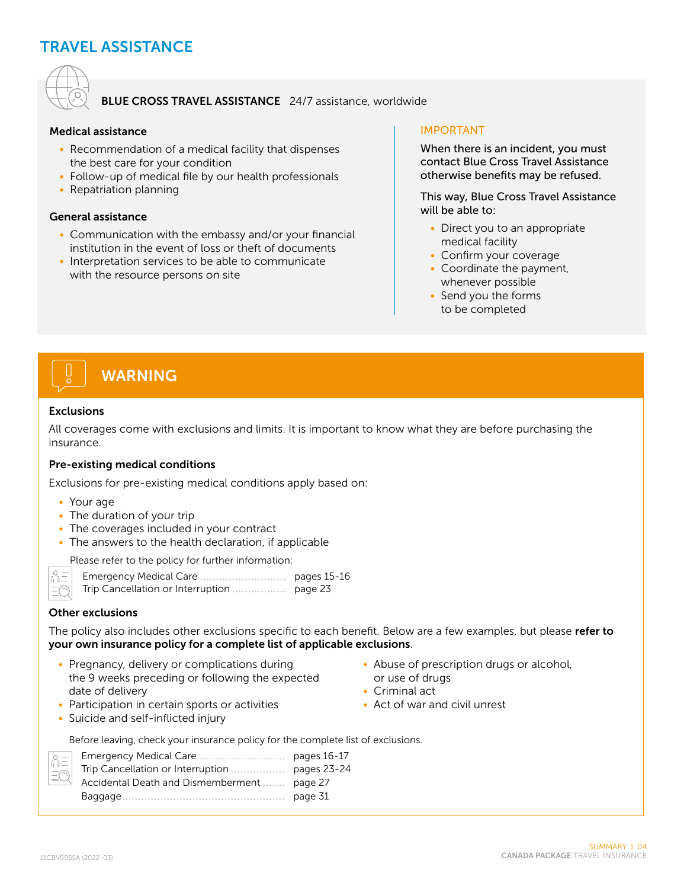# TRAVEL ASSISTANCE

**BLUE CROSS TRAVEL ASSISTANCE** 24/7 assistance, worldwide

**Medical assistance**

- Recommendation of a medical facility that dispenses the best care for your condition
- Follow-up of medical file by our health professionals
- Repatriation planning

**General assistance**

- Communication with the embassy and/or your financial institution in the event of loss or theft of documents
- Interpretation services to be able to communicate with the resource persons on site

**IMPORTANT**

When there is an incident, you must contact Blue Cross Travel Assistance otherwise benefits may be refused.

This way, Blue Cross Travel Assistance will be able to:

- Direct you to an appropriate medical facility
- Confirm your coverage
- Coordinate the payment, whenever possible
- Send you the forms to be completed

## WARNING

**Exclusions**

All coverages come with exclusions and limits. It is important to know what they are before purchasing the insurance.

**Pre-existing medical conditions**

Exclusions for pre-existing medical conditions apply based on:

- Your age
- The duration of your trip
- The coverages included in your contract
- The answers to the health declaration, if applicable

Please refer to the policy for further information:

| | |
|---|---|
| Emergency Medical Care | pages 15-16 |
| Trip Cancellation or Interruption | page 23 |

**Other exclusions**

The policy also includes other exclusions specific to each benefit. Below are a few examples, but please **refer to your own insurance policy for a complete list of applicable exclusions**.

- Pregnancy, delivery or complications during the 9 weeks preceding or following the expected date of delivery
- Participation in certain sports or activities
- Suicide and self-inflicted injury
- Abuse of prescription drugs or alcohol, or use of drugs
- Criminal act
- Act of war and civil unrest

Before leaving, check your insurance policy for the complete list of exclusions.

| | |
|---|---|
| Emergency Medical Care | pages 16-17 |
| Trip Cancellation or Interruption | pages 23-24 |
| Accidental Death and Dismemberment | page 27 |
| Baggage | page 31 |

11CBV0055A (2022-03)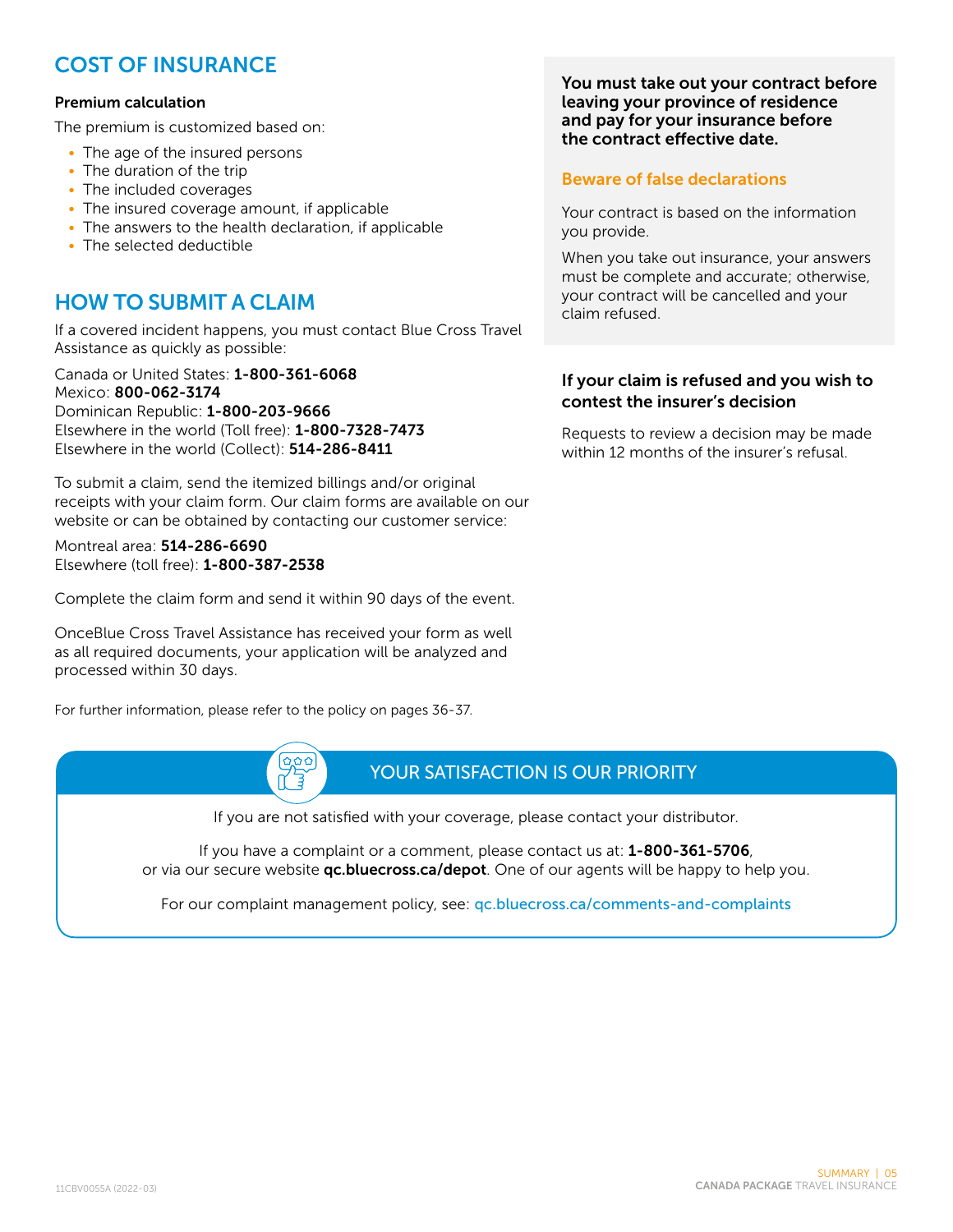## COST OF INSURANCE

**Premium calculation**

The premium is customized based on:

- The age of the insured persons
- The duration of the trip
- The included coverages
- The insured coverage amount, if applicable
- The answers to the health declaration, if applicable
- The selected deductible

## HOW TO SUBMIT A CLAIM

If a covered incident happens, you must contact Blue Cross Travel Assistance as quickly as possible:

Canada or United States: **1-800-361-6068**
Mexico: **800-062-3174**
Dominican Republic: **1-800-203-9666**
Elsewhere in the world (Toll free): **1-800-7328-7473**
Elsewhere in the world (Collect): **514-286-8411**

To submit a claim, send the itemized billings and/or original receipts with your claim form. Our claim forms are available on our website or can be obtained by contacting our customer service:

Montreal area: **514-286-6690**
Elsewhere (toll free): **1-800-387-2538**

Complete the claim form and send it within 90 days of the event.

OnceBlue Cross Travel Assistance has received your form as well as all required documents, your application will be analyzed and processed within 30 days.

For further information, please refer to the policy on pages 36-37.

**You must take out your contract before leaving your province of residence and pay for your insurance before the contract effective date.**

### Beware of false declarations

Your contract is based on the information you provide.

When you take out insurance, your answers must be complete and accurate; otherwise, your contract will be cancelled and your claim refused.

### If your claim is refused and you wish to contest the insurer's decision

Requests to review a decision may be made within 12 months of the insurer's refusal.

## YOUR SATISFACTION IS OUR PRIORITY

If you are not satisfied with your coverage, please contact your distributor.

If you have a complaint or a comment, please contact us at: **1-800-361-5706**, or via our secure website **qc.bluecross.ca/depot**. One of our agents will be happy to help you.

For our complaint management policy, see: qc.bluecross.ca/comments-and-complaints

11CBV0055A (2022-03)